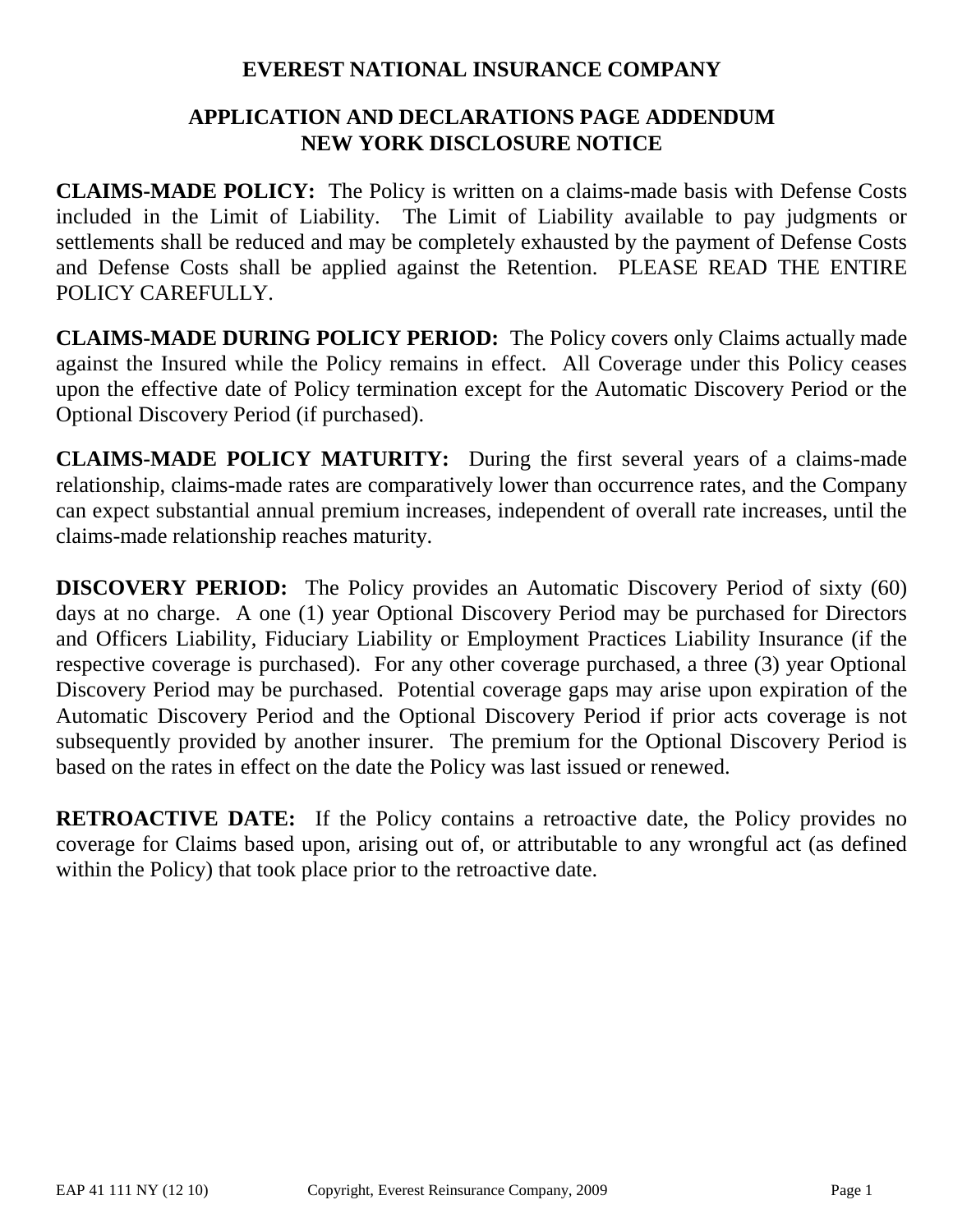# EVEREST NATIONAL INSURANCE COMPANY

## APPLICATION AND DECLARATIONS PAGE ADDENDUM
## NEW YORK DISCLOSURE NOTICE

**CLAIMS-MADE POLICY:** The Policy is written on a claims-made basis with Defense Costs included in the Limit of Liability. The Limit of Liability available to pay judgments or settlements shall be reduced and may be completely exhausted by the payment of Defense Costs and Defense Costs shall be applied against the Retention. PLEASE READ THE ENTIRE POLICY CAREFULLY.

**CLAIMS-MADE DURING POLICY PERIOD:** The Policy covers only Claims actually made against the Insured while the Policy remains in effect. All Coverage under this Policy ceases upon the effective date of Policy termination except for the Automatic Discovery Period or the Optional Discovery Period (if purchased).

**CLAIMS-MADE POLICY MATURITY:** During the first several years of a claims-made relationship, claims-made rates are comparatively lower than occurrence rates, and the Company can expect substantial annual premium increases, independent of overall rate increases, until the claims-made relationship reaches maturity.

**DISCOVERY PERIOD:** The Policy provides an Automatic Discovery Period of sixty (60) days at no charge. A one (1) year Optional Discovery Period may be purchased for Directors and Officers Liability, Fiduciary Liability or Employment Practices Liability Insurance (if the respective coverage is purchased). For any other coverage purchased, a three (3) year Optional Discovery Period may be purchased. Potential coverage gaps may arise upon expiration of the Automatic Discovery Period and the Optional Discovery Period if prior acts coverage is not subsequently provided by another insurer. The premium for the Optional Discovery Period is based on the rates in effect on the date the Policy was last issued or renewed.

**RETROACTIVE DATE:** If the Policy contains a retroactive date, the Policy provides no coverage for Claims based upon, arising out of, or attributable to any wrongful act (as defined within the Policy) that took place prior to the retroactive date.

EAP 41 111 NY (12 10) Copyright, Everest Reinsurance Company, 2009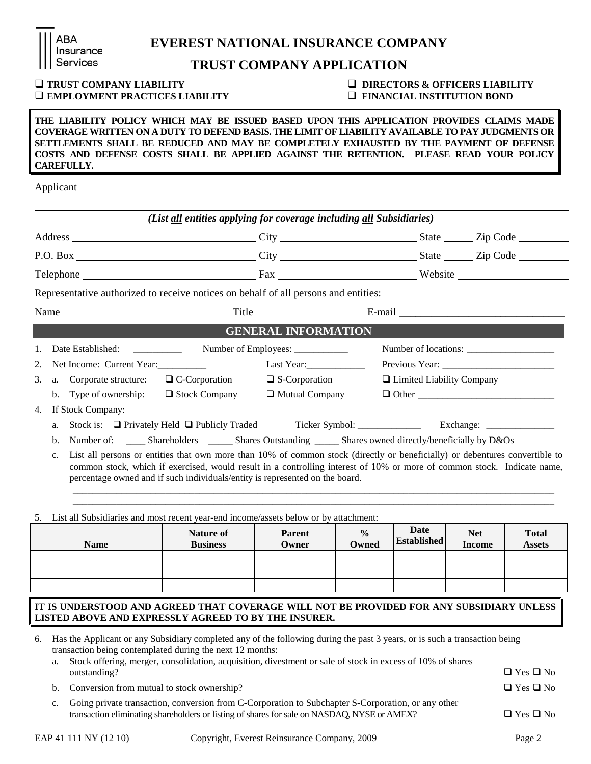ABA Insurance Services

# EVEREST NATIONAL INSURANCE COMPANY

## TRUST COMPANY APPLICATION

❑ **TRUST COMPANY LIABILITY**
❑ **DIRECTORS & OFFICERS LIABILITY**
❑ **EMPLOYMENT PRACTICES LIABILITY**
❑ **FINANCIAL INSTITUTION BOND**

**THE LIABILITY POLICY WHICH MAY BE ISSUED BASED UPON THIS APPLICATION PROVIDES CLAIMS MADE COVERAGE WRITTEN ON A DUTY TO DEFEND BASIS. THE LIMIT OF LIABILITY AVAILABLE TO PAY JUDGMENTS OR SETTLEMENTS SHALL BE REDUCED AND MAY BE COMPLETELY EXHAUSTED BY THE PAYMENT OF DEFENSE COSTS AND DEFENSE COSTS SHALL BE APPLIED AGAINST THE RETENTION. PLEASE READ YOUR POLICY CAREFULLY.**

Applicant ______________________________________________

*(List all entities applying for coverage including all Subsidiaries)*

Address ______________ City ______________ State ______ Zip Code ______

P.O. Box ______________ City ______________ State ______ Zip Code ______

Telephone ______________ Fax ______________ Website ______________

Representative authorized to receive notices on behalf of all persons and entities:

Name ______________ Title ______________ E-mail ______________

## GENERAL INFORMATION

1. Date Established: __________ Number of Employees: ___________ Number of locations: __________________
2. Net Income: Current Year:__________ Last Year:____________ Previous Year: ________________________
3. a. Corporate structure: ❑ C-Corporation ❑ S-Corporation ❑ Limited Liability Company
   b. Type of ownership: ❑ Stock Company ❑ Mutual Company ❑ Other ____________________________
4. If Stock Company:
   a. Stock is: ❑ Privately Held ❑ Publicly Traded Ticker Symbol: _____________ Exchange: ______________
   b. Number of: ____ Shareholders _____ Shares Outstanding _____ Shares owned directly/beneficially by D&Os
   c. List all persons or entities that own more than 10% of common stock (directly or beneficially) or debentures convertible to common stock, which if exercised, would result in a controlling interest of 10% or more of common stock. Indicate name, percentage owned and if such individuals/entity is represented on the board.

   ______________________________________________________________________________

   ______________________________________________________________________________

5. List all Subsidiaries and most recent year-end income/assets below or by attachment:

| Name | Nature of Business | Parent Owner | % Owned | Date Established | Net Income | Total Assets |
|---|---|---|---|---|---|---|
| | | | | | | |
| | | | | | | |
| | | | | | | |

**IT IS UNDERSTOOD AND AGREED THAT COVERAGE WILL NOT BE PROVIDED FOR ANY SUBSIDIARY UNLESS LISTED ABOVE AND EXPRESSLY AGREED TO BY THE INSURER.**

6. Has the Applicant or any Subsidiary completed any of the following during the past 3 years, or is such a transaction being transaction being contemplated during the next 12 months:
   a. Stock offering, merger, consolidation, acquisition, divestment or sale of stock in excess of 10% of shares outstanding? ❑ Yes ❑ No
   b. Conversion from mutual to stock ownership? ❑ Yes ❑ No
   c. Going private transaction, conversion from C-Corporation to Subchapter S-Corporation, or any other transaction eliminating shareholders or listing of shares for sale on NASDAQ, NYSE or AMEX? ❑ Yes ❑ No

EAP 41 111 NY (12 10) Copyright, Everest Reinsurance Company, 2009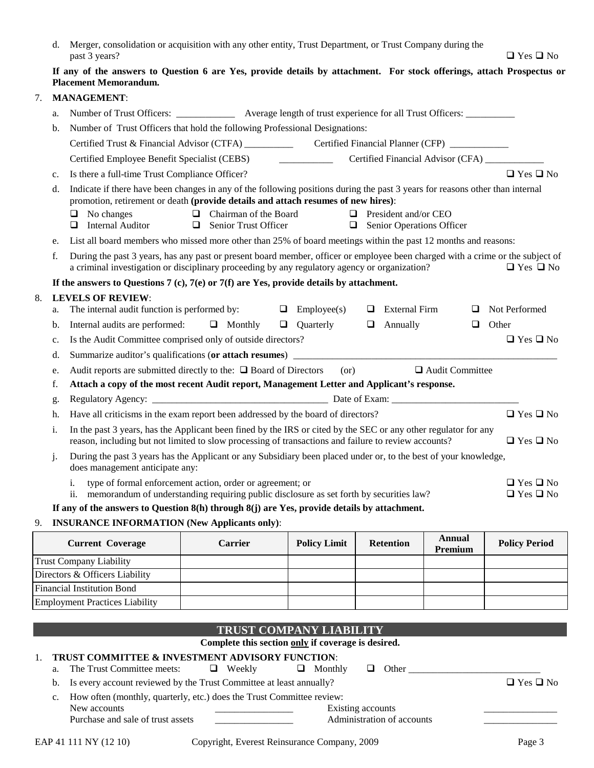d. Merger, consolidation or acquisition with any other entity, Trust Department, or Trust Company during the past 3 years? ❑ Yes ❑ No

**If any of the answers to Question 6 are Yes, provide details by attachment. For stock offerings, attach Prospectus or Placement Memorandum.**

7. **MANAGEMENT**:

a. Number of Trust Officers: ____________ Average length of trust experience for all Trust Officers: __________

b. Number of Trust Officers that hold the following Professional Designations:

Certified Trust & Financial Advisor (CTFA) __________ Certified Financial Planner (CFP) ____________

Certified Employee Benefit Specialist (CEBS) ___________ Certified Financial Advisor (CFA) ____________

c. Is there a full-time Trust Compliance Officer? ❑ Yes ❑ No

d. Indicate if there have been changes in any of the following positions during the past 3 years for reasons other than internal promotion, retirement or death **(provide details and attach resumes of new hires)**:

❑ No changes ❑ Chairman of the Board ❑ President and/or CEO
❑ Internal Auditor ❑ Senior Trust Officer ❑ Senior Operations Officer

e. List all board members who missed more other than 25% of board meetings within the past 12 months and reasons:

f. During the past 3 years, has any past or present board member, officer or employee been charged with a crime or the subject of a criminal investigation or disciplinary proceeding by any regulatory agency or organization? ❑ Yes ❑ No

**If the answers to Questions 7 (c), 7(e) or 7(f) are Yes, provide details by attachment.**

8. **LEVELS OF REVIEW**:

a. The internal audit function is performed by: ❑ Employee(s) ❑ External Firm ❑ Not Performed

b. Internal audits are performed: ❑ Monthly ❑ Quarterly ❑ Annually ❑ Other

c. Is the Audit Committee comprised only of outside directors? ❑ Yes ❑ No

d. Summarize auditor's qualifications (**or attach resumes**) ________________________________________________

e. Audit reports are submitted directly to the: ❑ Board of Directors (or) ❑ Audit Committee

f. **Attach a copy of the most recent Audit report, Management Letter and Applicant's response.**

g. Regulatory Agency: ____________________________________ Date of Exam: __________________________

h. Have all criticisms in the exam report been addressed by the board of directors? ❑ Yes ❑ No

i. In the past 3 years, has the Applicant been fined by the IRS or cited by the SEC or any other regulator for any reason, including but not limited to slow processing of transactions and failure to review accounts? ❑ Yes ❑ No

j. During the past 3 years has the Applicant or any Subsidiary been placed under or, to the best of your knowledge, does management anticipate any:

i. type of formal enforcement action, order or agreement; or ❑ Yes ❑ No
ii. memorandum of understanding requiring public disclosure as set forth by securities law? ❑ Yes ❑ No

**If any of the answers to Question 8(h) through 8(j) are Yes, provide details by attachment.**

9. **INSURANCE INFORMATION (New Applicants only)**:

| Current Coverage | Carrier | Policy Limit | Retention | Annual Premium | Policy Period |
|---|---|---|---|---|---|
| Trust Company Liability | | | | | |
| Directors & Officers Liability | | | | | |
| Financial Institution Bond | | | | | |
| Employment Practices Liability | | | | | |

## TRUST COMPANY LIABILITY

**Complete this section only if coverage is desired.**

1. **TRUST COMMITTEE & INVESTMENT ADVISORY FUNCTION**:

a. The Trust Committee meets: ❑ Weekly ❑ Monthly ❑ Other ___________________________

b. Is every account reviewed by the Trust Committee at least annually? ❑ Yes ❑ No

c. How often (monthly, quarterly, etc.) does the Trust Committee review:

New accounts ________________ Existing accounts _______________
Purchase and sale of trust assets ________________ Administration of accounts _______________

EAP 41 111 NY (12 10) Copyright, Everest Reinsurance Company, 2009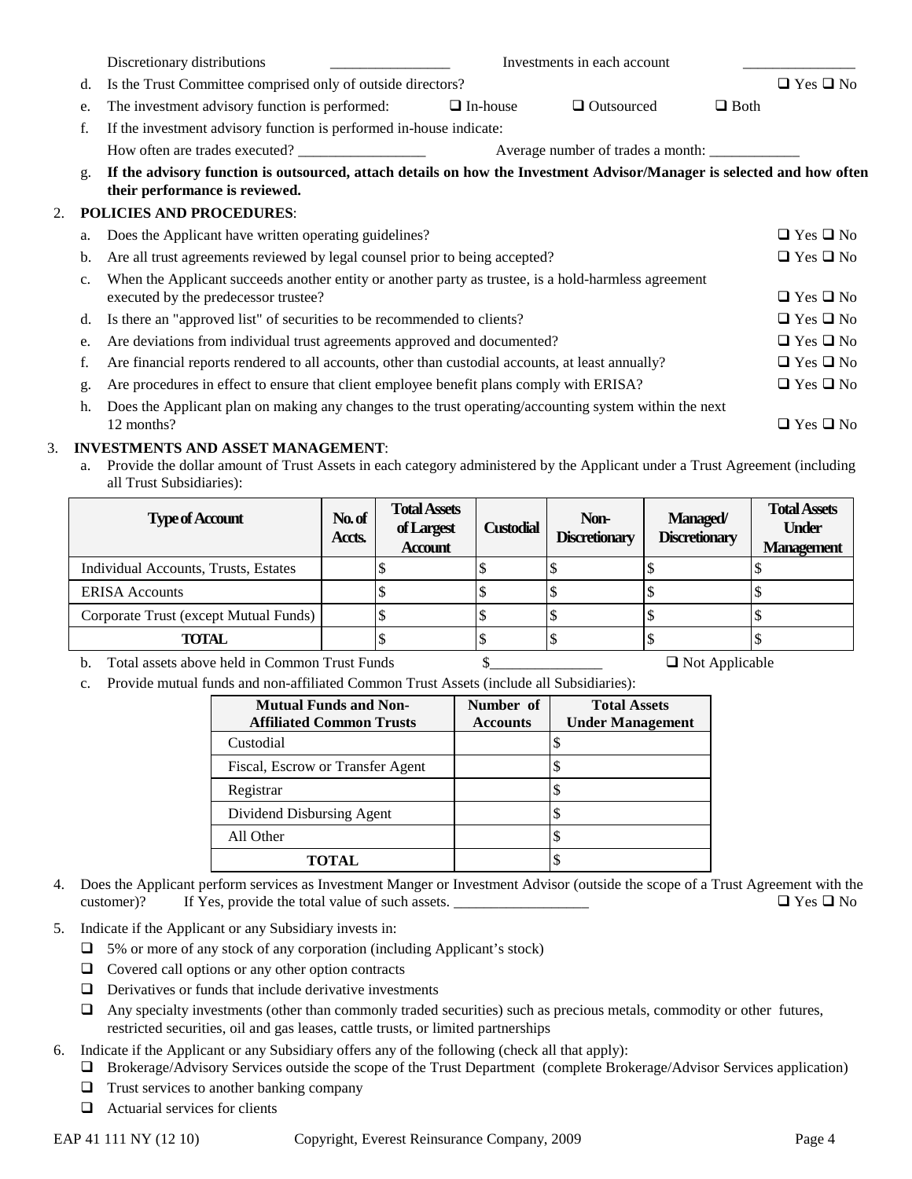Discretionary distributions ________________ Investments in each account _______________

d. Is the Trust Committee comprised only of outside directors? ❑ Yes ❑ No

e. The investment advisory function is performed: ❑ In-house ❑ Outsourced ❑ Both

f. If the investment advisory function is performed in-house indicate:

How often are trades executed? _________________ Average number of trades a month: ____________

g. **If the advisory function is outsourced, attach details on how the Investment Advisor/Manager is selected and how often their performance is reviewed.**

2. **POLICIES AND PROCEDURES**:

a. Does the Applicant have written operating guidelines? ❑ Yes ❑ No

b. Are all trust agreements reviewed by legal counsel prior to being accepted? ❑ Yes ❑ No

c. When the Applicant succeeds another entity or another party as trustee, is a hold-harmless agreement executed by the predecessor trustee? ❑ Yes ❑ No

d. Is there an "approved list" of securities to be recommended to clients? ❑ Yes ❑ No

e. Are deviations from individual trust agreements approved and documented? ❑ Yes ❑ No

f. Are financial reports rendered to all accounts, other than custodial accounts, at least annually? ❑ Yes ❑ No

g. Are procedures in effect to ensure that client employee benefit plans comply with ERISA? ❑ Yes ❑ No

h. Does the Applicant plan on making any changes to the trust operating/accounting system within the next 12 months? ❑ Yes ❑ No

3. **INVESTMENTS AND ASSET MANAGEMENT**:

a. Provide the dollar amount of Trust Assets in each category administered by the Applicant under a Trust Agreement (including all Trust Subsidiaries):

| Type of Account | No. of Accts. | Total Assets of Largest Account | Custodial | Non-Discretionary | Managed/ Discretionary | Total Assets Under Management |
|---|---|---|---|---|---|---|
| Individual Accounts, Trusts, Estates | | $ | $ | $ | $ | $ |
| ERISA Accounts | | $ | $ | $ | $ | $ |
| Corporate Trust (except Mutual Funds) | | $ | $ | $ | $ | $ |
| **TOTAL** | | $ | $ | $ | $ | $ |

b. Total assets above held in Common Trust Funds $_______________ ❑ Not Applicable

c. Provide mutual funds and non-affiliated Common Trust Assets (include all Subsidiaries):

| Mutual Funds and Non-Affiliated Common Trusts | Number of Accounts | Total Assets Under Management |
|---|---|---|
| Custodial | | $ |
| Fiscal, Escrow or Transfer Agent | | $ |
| Registrar | | $ |
| Dividend Disbursing Agent | | $ |
| All Other | | $ |
| **TOTAL** | | $ |

4. Does the Applicant perform services as Investment Manger or Investment Advisor (outside the scope of a Trust Agreement with the customer)? If Yes, provide the total value of such assets. __________________ ❑ Yes ❑ No

5. Indicate if the Applicant or any Subsidiary invests in:

- ❑ 5% or more of any stock of any corporation (including Applicant's stock)
- ❑ Covered call options or any other option contracts
- ❑ Derivatives or funds that include derivative investments
- ❑ Any specialty investments (other than commonly traded securities) such as precious metals, commodity or other futures, restricted securities, oil and gas leases, cattle trusts, or limited partnerships

6. Indicate if the Applicant or any Subsidiary offers any of the following (check all that apply):

- ❑ Brokerage/Advisory Services outside the scope of the Trust Department (complete Brokerage/Advisor Services application)
- ❑ Trust services to another banking company
- ❑ Actuarial services for clients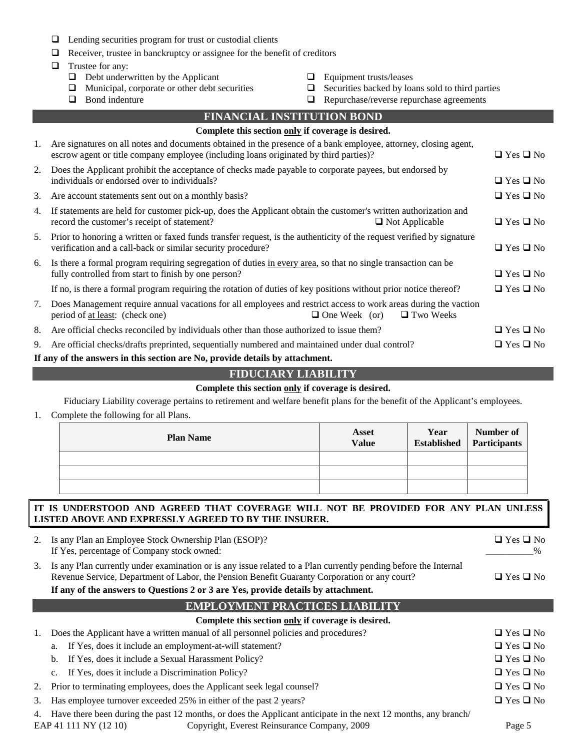- ❑ Lending securities program for trust or custodial clients
- ❑ Receiver, trustee in banckruptcy or assignee for the benefit of creditors
- ❑ Trustee for any:
  - ❑ Debt underwritten by the Applicant
  - ❑ Municipal, corporate or other debt securities
  - ❑ Bond indenture
  - ❑ Equipment trusts/leases
  - ❑ Securities backed by loans sold to third parties
  - ❑ Repurchase/reverse repurchase agreements

## FINANCIAL INSTITUTION BOND

**Complete this section only if coverage is desired.**

1. Are signatures on all notes and documents obtained in the presence of a bank employee, attorney, closing agent, escrow agent or title company employee (including loans originated by third parties)? ❑ Yes ❑ No
2. Does the Applicant prohibit the acceptance of checks made payable to corporate payees, but endorsed by individuals or endorsed over to individuals? ❑ Yes ❑ No
3. Are account statements sent out on a monthly basis? ❑ Yes ❑ No
4. If statements are held for customer pick-up, does the Applicant obtain the customer's written authorization and record the customer's receipt of statement? ❑ Not Applicable ❑ Yes ❑ No
5. Prior to honoring a written or faxed funds transfer request, is the authenticity of the request verified by signature verification and a call-back or similar security procedure? ❑ Yes ❑ No
6. Is there a formal program requiring segregation of duties in every area, so that no single transaction can be fully controlled from start to finish by one person? ❑ Yes ❑ No

   If no, is there a formal program requiring the rotation of duties of key positions without prior notice thereof? ❑ Yes ❑ No
7. Does Management require annual vacations for all employees and restrict access to work areas during the vaction period of at least: (check one) ❑ One Week (or) ❑ Two Weeks
8. Are official checks reconciled by individuals other than those authorized to issue them? ❑ Yes ❑ No
9. Are official checks/drafts preprinted, sequentially numbered and maintained under dual control? ❑ Yes ❑ No

**If any of the answers in this section are No, provide details by attachment.**

## FIDUCIARY LIABILITY

**Complete this section only if coverage is desired.**

Fiduciary Liability coverage pertains to retirement and welfare benefit plans for the benefit of the Applicant's employees.

1. Complete the following for all Plans.

| Plan Name | Asset Value | Year Established | Number of Participants |
|---|---|---|---|
| | | | |
| | | | |
| | | | |

**IT IS UNDERSTOOD AND AGREED THAT COVERAGE WILL NOT BE PROVIDED FOR ANY PLAN UNLESS LISTED ABOVE AND EXPRESSLY AGREED TO BY THE INSURER.**

2. Is any Plan an Employee Stock Ownership Plan (ESOP)? ❑ Yes ❑ No

   If Yes, percentage of Company stock owned: __________%
3. Is any Plan currently under examination or is any issue related to a Plan currently pending before the Internal Revenue Service, Department of Labor, the Pension Benefit Guaranty Corporation or any court? ❑ Yes ❑ No

   **If any of the answers to Questions 2 or 3 are Yes, provide details by attachment.**

## EMPLOYMENT PRACTICES LIABILITY

**Complete this section only if coverage is desired.**

1. Does the Applicant have a written manual of all personnel policies and procedures? ❑ Yes ❑ No
   a. If Yes, does it include an employment-at-will statement? ❑ Yes ❑ No
   b. If Yes, does it include a Sexual Harassment Policy? ❑ Yes ❑ No
   c. If Yes, does it include a Discrimination Policy? ❑ Yes ❑ No
2. Prior to terminating employees, does the Applicant seek legal counsel? ❑ Yes ❑ No
3. Has employee turnover exceeded 25% in either of the past 2 years? ❑ Yes ❑ No
4. Have there been during the past 12 months, or does the Applicant anticipate in the next 12 months, any branch/

EAP 41 111 NY (12 10) Copyright, Everest Reinsurance Company, 2009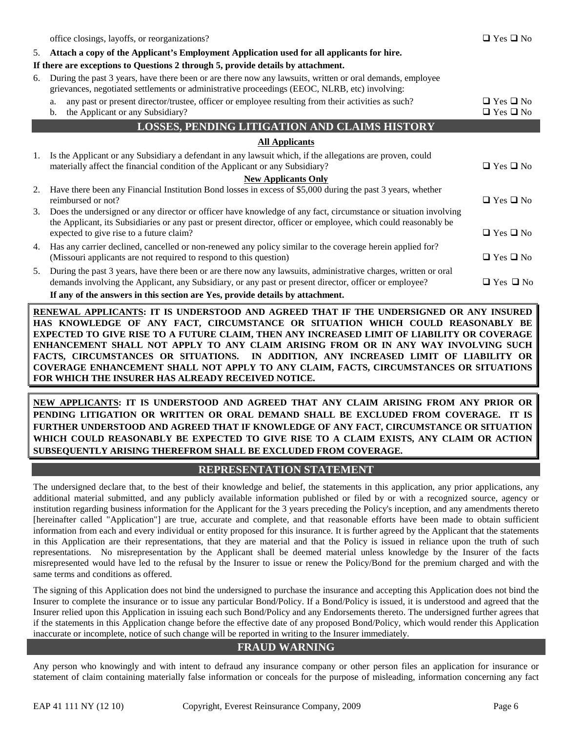office closings, layoffs, or reorganizations? ❑ Yes ❑ No

5. **Attach a copy of the Applicant's Employment Application used for all applicants for hire.**

**If there are exceptions to Questions 2 through 5, provide details by attachment.**

6. During the past 3 years, have there been or are there now any lawsuits, written or oral demands, employee grievances, negotiated settlements or administrative proceedings (EEOC, NLRB, etc) involving:
   a. any past or present director/trustee, officer or employee resulting from their activities as such? ❑ Yes ❑ No
   b. the Applicant or any Subsidiary? ❑ Yes ❑ No

## LOSSES, PENDING LITIGATION AND CLAIMS HISTORY

**All Applicants**

1. Is the Applicant or any Subsidiary a defendant in any lawsuit which, if the allegations are proven, could materially affect the financial condition of the Applicant or any Subsidiary? ❑ Yes ❑ No

**New Applicants Only**

2. Have there been any Financial Institution Bond losses in excess of $5,000 during the past 3 years, whether reimbursed or not? ❑ Yes ❑ No
3. Does the undersigned or any director or officer have knowledge of any fact, circumstance or situation involving the Applicant, its Subsidiaries or any past or present director, officer or employee, which could reasonably be expected to give rise to a future claim? ❑ Yes ❑ No
4. Has any carrier declined, cancelled or non-renewed any policy similar to the coverage herein applied for? (Missouri applicants are not required to respond to this question) ❑ Yes ❑ No
5. During the past 3 years, have there been or are there now any lawsuits, administrative charges, written or oral demands involving the Applicant, any Subsidiary, or any past or present director, officer or employee? ❑ Yes ❑ No

**If any of the answers in this section are Yes, provide details by attachment.**

**RENEWAL APPLICANTS: IT IS UNDERSTOOD AND AGREED THAT IF THE UNDERSIGNED OR ANY INSURED HAS KNOWLEDGE OF ANY FACT, CIRCUMSTANCE OR SITUATION WHICH COULD REASONABLY BE EXPECTED TO GIVE RISE TO A FUTURE CLAIM, THEN ANY INCREASED LIMIT OF LIABILITY OR COVERAGE ENHANCEMENT SHALL NOT APPLY TO ANY CLAIM ARISING FROM OR IN ANY WAY INVOLVING SUCH FACTS, CIRCUMSTANCES OR SITUATIONS. IN ADDITION, ANY INCREASED LIMIT OF LIABILITY OR COVERAGE ENHANCEMENT SHALL NOT APPLY TO ANY CLAIM, FACTS, CIRCUMSTANCES OR SITUATIONS FOR WHICH THE INSURER HAS ALREADY RECEIVED NOTICE.**

**NEW APPLICANTS: IT IS UNDERSTOOD AND AGREED THAT ANY CLAIM ARISING FROM ANY PRIOR OR PENDING LITIGATION OR WRITTEN OR ORAL DEMAND SHALL BE EXCLUDED FROM COVERAGE. IT IS FURTHER UNDERSTOOD AND AGREED THAT IF KNOWLEDGE OF ANY FACT, CIRCUMSTANCE OR SITUATION WHICH COULD REASONABLY BE EXPECTED TO GIVE RISE TO A CLAIM EXISTS, ANY CLAIM OR ACTION SUBSEQUENTLY ARISING THEREFROM SHALL BE EXCLUDED FROM COVERAGE.**

## REPRESENTATION STATEMENT

The undersigned declare that, to the best of their knowledge and belief, the statements in this application, any prior applications, any additional material submitted, and any publicly available information published or filed by or with a recognized source, agency or institution regarding business information for the Applicant for the 3 years preceding the Policy's inception, and any amendments thereto [hereinafter called "Application"] are true, accurate and complete, and that reasonable efforts have been made to obtain sufficient information from each and every individual or entity proposed for this insurance. It is further agreed by the Applicant that the statements in this Application are their representations, that they are material and that the Policy is issued in reliance upon the truth of such representations. No misrepresentation by the Applicant shall be deemed material unless knowledge by the Insurer of the facts misrepresented would have led to the refusal by the Insurer to issue or renew the Policy/Bond for the premium charged and with the same terms and conditions as offered.

The signing of this Application does not bind the undersigned to purchase the insurance and accepting this Application does not bind the Insurer to complete the insurance or to issue any particular Bond/Policy. If a Bond/Policy is issued, it is understood and agreed that the Insurer relied upon this Application in issuing each such Bond/Policy and any Endorsements thereto. The undersigned further agrees that if the statements in this Application change before the effective date of any proposed Bond/Policy, which would render this Application inaccurate or incomplete, notice of such change will be reported in writing to the Insurer immediately.

## FRAUD WARNING

Any person who knowingly and with intent to defraud any insurance company or other person files an application for insurance or statement of claim containing materially false information or conceals for the purpose of misleading, information concerning any fact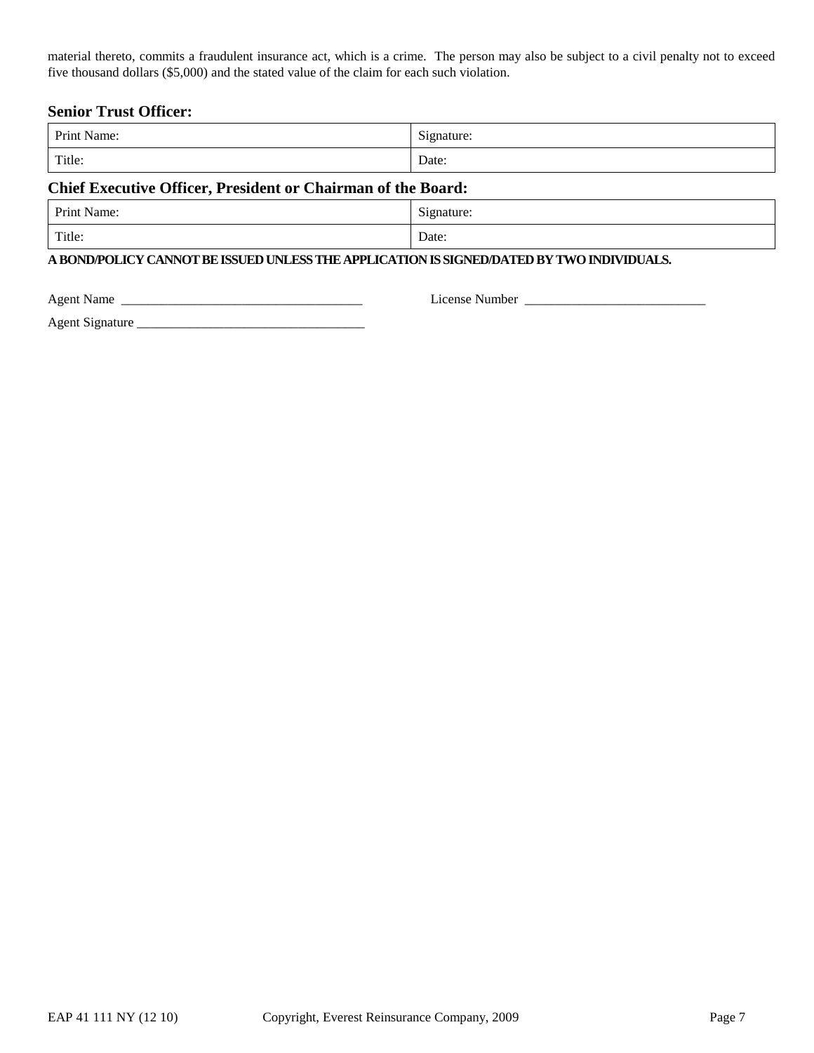material thereto, commits a fraudulent insurance act, which is a crime. The person may also be subject to a civil penalty not to exceed five thousand dollars ($5,000) and the stated value of the claim for each such violation.

### Senior Trust Officer:

| | |
|---|---|
| Print Name: | Signature: |
| Title: | Date: |

### Chief Executive Officer, President or Chairman of the Board:

| | |
|---|---|
| Print Name: | Signature: |
| Title: | Date: |

**A BOND/POLICY CANNOT BE ISSUED UNLESS THE APPLICATION IS SIGNED/DATED BY TWO INDIVIDUALS.**

Agent Name ____________________________________ License Number ___________________________

Agent Signature ___________________________________

EAP 41 111 NY (12 10) Copyright, Everest Reinsurance Company, 2009